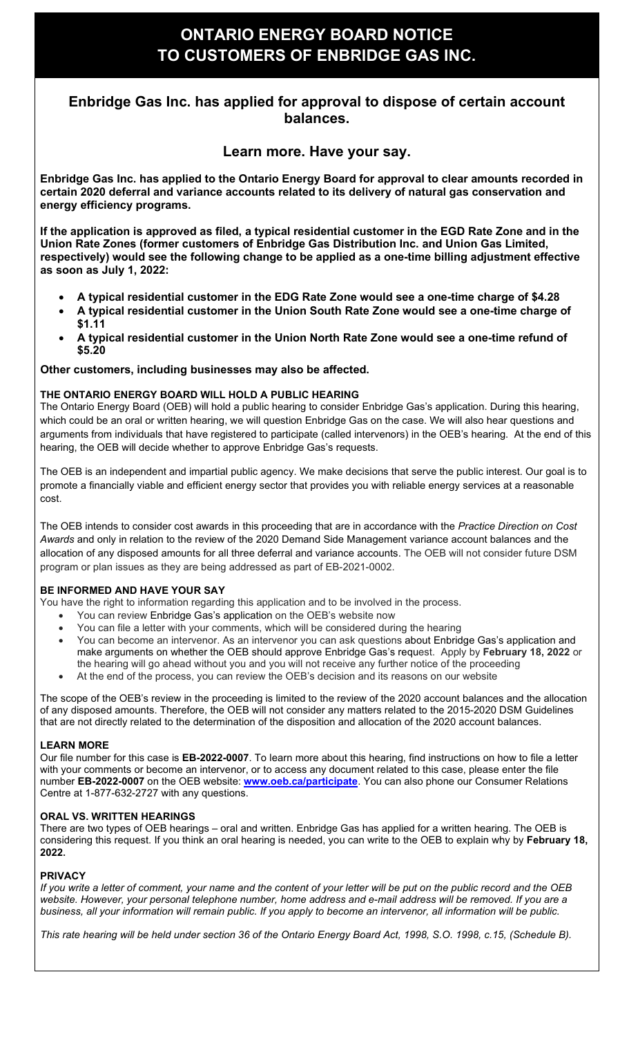# ONTARIO ENERGY BOARD NOTICE TO CUSTOMERS OF ENBRIDGE GAS INC.

## Enbridge Gas Inc. has applied for approval to dispose of certain account balances.

## Learn more. Have your say.

**Enbridge Gas Inc. has applied to the Ontario Energy Board for approval to clear amounts recorded in certain 2020 deferral and variance accounts related to its delivery of natural gas conservation and energy efficiency programs.**

**If the application is approved as filed, a typical residential customer in the EGD Rate Zone and in the Union Rate Zones (former customers of Enbridge Gas Distribution Inc. and Union Gas Limited, respectively) would see the following change to be applied as a one-time billing adjustment effective as soon as July 1, 2022:**

- **A typical residential customer in the EDG Rate Zone would see a one-time charge of $4.28**
- **A typical residential customer in the Union South Rate Zone would see a one-time charge of $1.11**
- **A typical residential customer in the Union North Rate Zone would see a one-time refund of $5.20**

**Other customers, including businesses may also be affected.**

### THE ONTARIO ENERGY BOARD WILL HOLD A PUBLIC HEARING

The Ontario Energy Board (OEB) will hold a public hearing to consider Enbridge Gas's application. During this hearing, which could be an oral or written hearing, we will question Enbridge Gas on the case. We will also hear questions and arguments from individuals that have registered to participate (called intervenors) in the OEB's hearing. At the end of this hearing, the OEB will decide whether to approve Enbridge Gas's requests.

The OEB is an independent and impartial public agency. We make decisions that serve the public interest. Our goal is to promote a financially viable and efficient energy sector that provides you with reliable energy services at a reasonable cost.

The OEB intends to consider cost awards in this proceeding that are in accordance with the *Practice Direction on Cost Awards* and only in relation to the review of the 2020 Demand Side Management variance account balances and the allocation of any disposed amounts for all three deferral and variance accounts. The OEB will not consider future DSM program or plan issues as they are being addressed as part of EB-2021-0002.

### BE INFORMED AND HAVE YOUR SAY

You have the right to information regarding this application and to be involved in the process.

- You can review Enbridge Gas's application on the OEB's website now
- You can file a letter with your comments, which will be considered during the hearing
- You can become an intervenor. As an intervenor you can ask questions about Enbridge Gas's application and make arguments on whether the OEB should approve Enbridge Gas's request. Apply by **February 18, 2022** or the hearing will go ahead without you and you will not receive any further notice of the proceeding
- At the end of the process, you can review the OEB's decision and its reasons on our website

The scope of the OEB's review in the proceeding is limited to the review of the 2020 account balances and the allocation of any disposed amounts. Therefore, the OEB will not consider any matters related to the 2015-2020 DSM Guidelines that are not directly related to the determination of the disposition and allocation of the 2020 account balances.

### LEARN MORE

Our file number for this case is **EB-2022-0007**. To learn more about this hearing, find instructions on how to file a letter with your comments or become an intervenor, or to access any document related to this case, please enter the file number **EB-2022-0007** on the OEB website: **www.oeb.ca/participate**. You can also phone our Consumer Relations Centre at 1-877-632-2727 with any questions.

### ORAL VS. WRITTEN HEARINGS

There are two types of OEB hearings – oral and written. Enbridge Gas has applied for a written hearing. The OEB is considering this request. If you think an oral hearing is needed, you can write to the OEB to explain why by **February 18, 2022.**

### PRIVACY

*If you write a letter of comment, your name and the content of your letter will be put on the public record and the OEB website. However, your personal telephone number, home address and e-mail address will be removed. If you are a business, all your information will remain public. If you apply to become an intervenor, all information will be public.*

*This rate hearing will be held under section 36 of the Ontario Energy Board Act, 1998, S.O. 1998, c.15, (Schedule B).*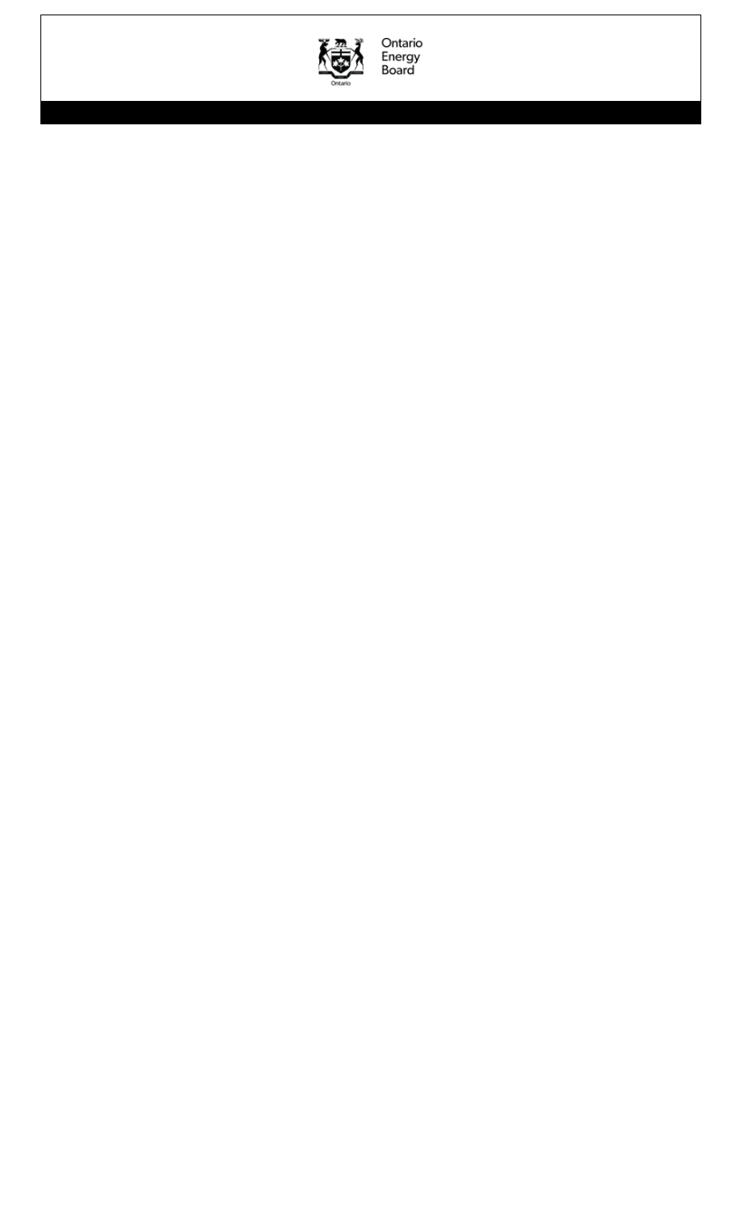Ontario Energy Board